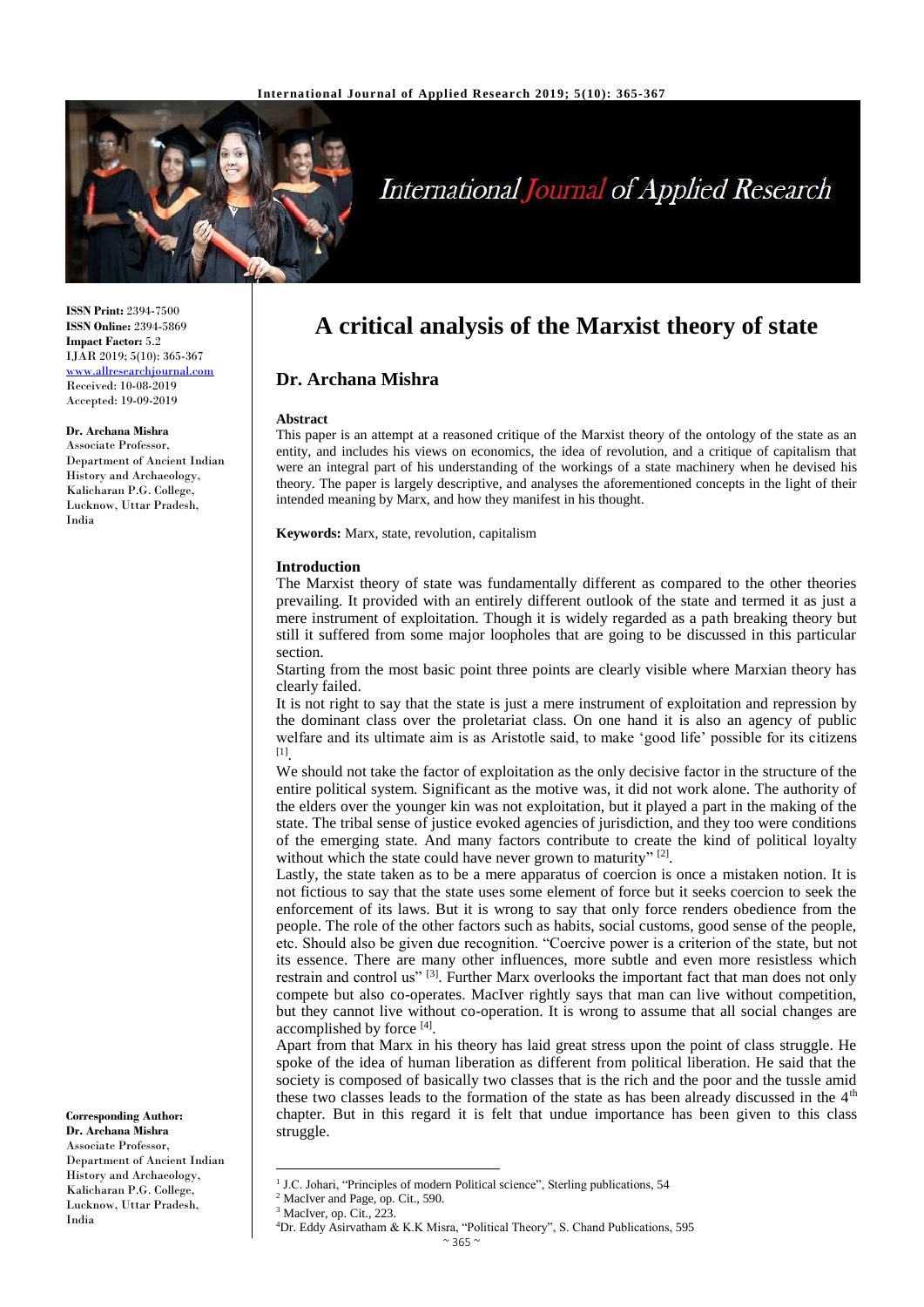**ISSN Print:** 2394-7500
**ISSN Online:** 2394-5869
**Impact Factor:** 5.2
IJAR 2019; 5(10): 365-367
www.allresearchjournal.com
Received: 10-08-2019
Accepted: 19-09-2019

**Dr. Archana Mishra**
Associate Professor,
Department of Ancient Indian History and Archaeology,
Kalicharan P.G. College,
Lucknow, Uttar Pradesh,
India

**Corresponding Author:**
**Dr. Archana Mishra**
Associate Professor,
Department of Ancient Indian History and Archaeology,
Kalicharan P.G. College,
Lucknow, Uttar Pradesh,
India

# A critical analysis of the Marxist theory of state

## Dr. Archana Mishra

### Abstract

This paper is an attempt at a reasoned critique of the Marxist theory of the ontology of the state as an entity, and includes his views on economics, the idea of revolution, and a critique of capitalism that were an integral part of his understanding of the workings of a state machinery when he devised his theory. The paper is largely descriptive, and analyses the aforementioned concepts in the light of their intended meaning by Marx, and how they manifest in his thought.

**Keywords:** Marx, state, revolution, capitalism

### Introduction

The Marxist theory of state was fundamentally different as compared to the other theories prevailing. It provided with an entirely different outlook of the state and termed it as just a mere instrument of exploitation. Though it is widely regarded as a path breaking theory but still it suffered from some major loopholes that are going to be discussed in this particular section.

Starting from the most basic point three points are clearly visible where Marxian theory has clearly failed.

It is not right to say that the state is just a mere instrument of exploitation and repression by the dominant class over the proletariat class. On one hand it is also an agency of public welfare and its ultimate aim is as Aristotle said, to make 'good life' possible for its citizens [1].

We should not take the factor of exploitation as the only decisive factor in the structure of the entire political system. Significant as the motive was, it did not work alone. The authority of the elders over the younger kin was not exploitation, but it played a part in the making of the state. The tribal sense of justice evoked agencies of jurisdiction, and they too were conditions of the emerging state. And many factors contribute to create the kind of political loyalty without which the state could have never grown to maturity" [2].

Lastly, the state taken as to be a mere apparatus of coercion is once a mistaken notion. It is not fictious to say that the state uses some element of force but it seeks coercion to seek the enforcement of its laws. But it is wrong to say that only force renders obedience from the people. The role of the other factors such as habits, social customs, good sense of the people, etc. Should also be given due recognition. "Coercive power is a criterion of the state, but not its essence. There are many other influences, more subtle and even more resistless which restrain and control us" [3]. Further Marx overlooks the important fact that man does not only compete but also co-operates. MacIver rightly says that man can live without competition, but they cannot live without co-operation. It is wrong to assume that all social changes are accomplished by force [4].

Apart from that Marx in his theory has laid great stress upon the point of class struggle. He spoke of the idea of human liberation as different from political liberation. He said that the society is composed of basically two classes that is the rich and the poor and the tussle amid these two classes leads to the formation of the state as has been already discussed in the 4th chapter. But in this regard it is felt that undue importance has been given to this class struggle.

---

[1] J.C. Johari, "Principles of modern Political science", Sterling publications, 54

[2] MacIver and Page, op. Cit., 590.

[3] MacIver, op. Cit., 223.

[4] Dr. Eddy Asirvatham & K.K Misra, "Political Theory", S. Chand Publications, 595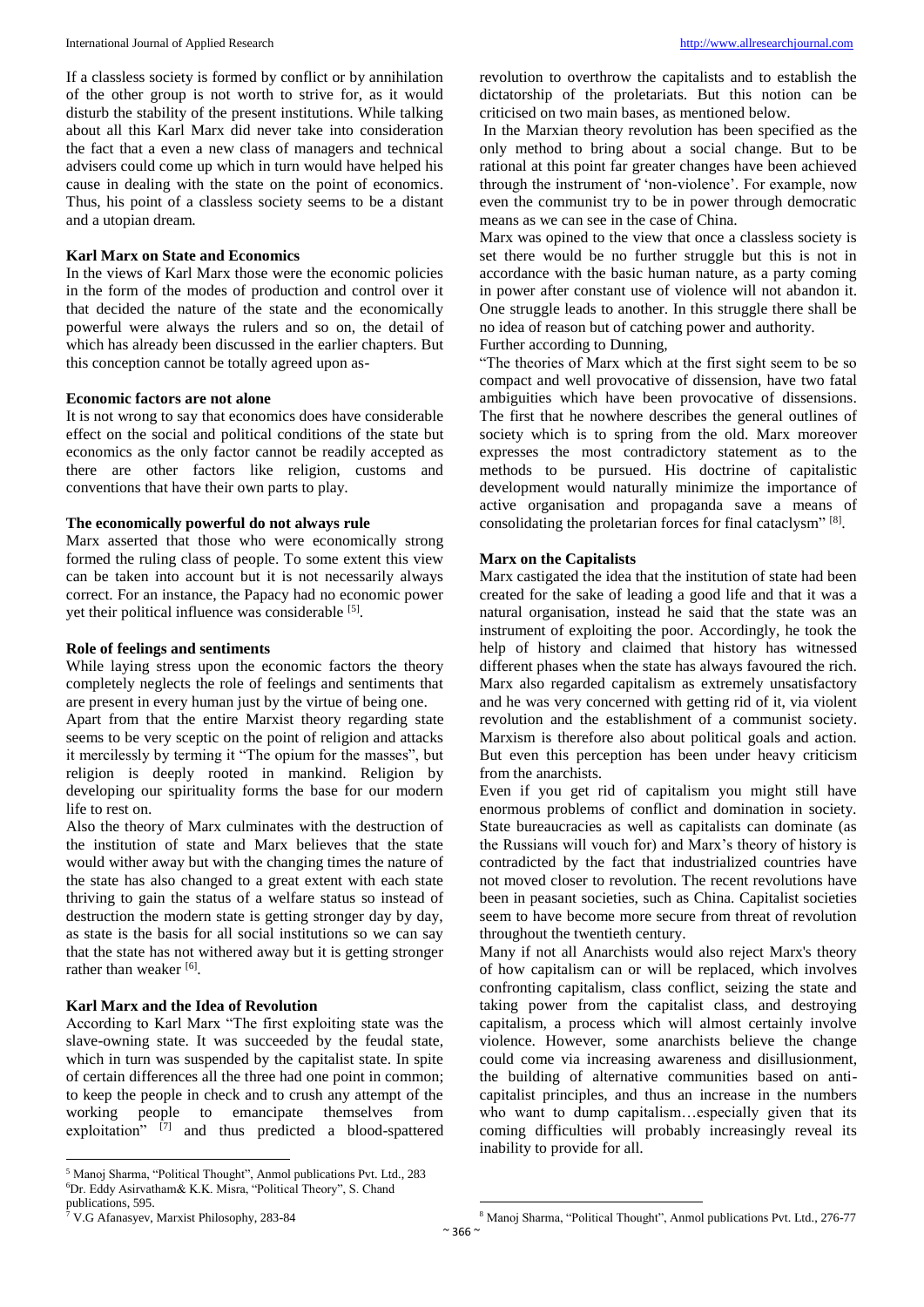If a classless society is formed by conflict or by annihilation of the other group is not worth to strive for, as it would disturb the stability of the present institutions. While talking about all this Karl Marx did never take into consideration the fact that a even a new class of managers and technical advisers could come up which in turn would have helped his cause in dealing with the state on the point of economics. Thus, his point of a classless society seems to be a distant and a utopian dream.

**Karl Marx on State and Economics**

In the views of Karl Marx those were the economic policies in the form of the modes of production and control over it that decided the nature of the state and the economically powerful were always the rulers and so on, the detail of which has already been discussed in the earlier chapters. But this conception cannot be totally agreed upon as-

**Economic factors are not alone**

It is not wrong to say that economics does have considerable effect on the social and political conditions of the state but economics as the only factor cannot be readily accepted as there are other factors like religion, customs and conventions that have their own parts to play.

**The economically powerful do not always rule**

Marx asserted that those who were economically strong formed the ruling class of people. To some extent this view can be taken into account but it is not necessarily always correct. For an instance, the Papacy had no economic power yet their political influence was considerable [5].

**Role of feelings and sentiments**

While laying stress upon the economic factors the theory completely neglects the role of feelings and sentiments that are present in every human just by the virtue of being one.

Apart from that the entire Marxist theory regarding state seems to be very sceptic on the point of religion and attacks it mercilessly by terming it "The opium for the masses", but religion is deeply rooted in mankind. Religion by developing our spirituality forms the base for our modern life to rest on.

Also the theory of Marx culminates with the destruction of the institution of state and Marx believes that the state would wither away but with the changing times the nature of the state has also changed to a great extent with each state thriving to gain the status of a welfare status so instead of destruction the modern state is getting stronger day by day, as state is the basis for all social institutions so we can say that the state has not withered away but it is getting stronger rather than weaker [6].

**Karl Marx and the Idea of Revolution**

According to Karl Marx "The first exploiting state was the slave-owning state. It was succeeded by the feudal state, which in turn was suspended by the capitalist state. In spite of certain differences all the three had one point in common; to keep the people in check and to crush any attempt of the working people to emancipate themselves from exploitation" [7] and thus predicted a blood-spattered revolution to overthrow the capitalists and to establish the dictatorship of the proletariats. But this notion can be criticised on two main bases, as mentioned below.

In the Marxian theory revolution has been specified as the only method to bring about a social change. But to be rational at this point far greater changes have been achieved through the instrument of 'non-violence'. For example, now even the communist try to be in power through democratic means as we can see in the case of China.

Marx was opined to the view that once a classless society is set there would be no further struggle but this is not in accordance with the basic human nature, as a party coming in power after constant use of violence will not abandon it. One struggle leads to another. In this struggle there shall be no idea of reason but of catching power and authority.

Further according to Dunning,

"The theories of Marx which at the first sight seem to be so compact and well provocative of dissension, have two fatal ambiguities which have been provocative of dissensions. The first that he nowhere describes the general outlines of society which is to spring from the old. Marx moreover expresses the most contradictory statement as to the methods to be pursued. His doctrine of capitalistic development would naturally minimize the importance of active organisation and propaganda save a means of consolidating the proletarian forces for final cataclysm" [8].

**Marx on the Capitalists**

Marx castigated the idea that the institution of state had been created for the sake of leading a good life and that it was a natural organisation, instead he said that the state was an instrument of exploiting the poor. Accordingly, he took the help of history and claimed that history has witnessed different phases when the state has always favoured the rich. Marx also regarded capitalism as extremely unsatisfactory and he was very concerned with getting rid of it, via violent revolution and the establishment of a communist society. Marxism is therefore also about political goals and action. But even this perception has been under heavy criticism from the anarchists.

Even if you get rid of capitalism you might still have enormous problems of conflict and domination in society. State bureaucracies as well as capitalists can dominate (as the Russians will vouch for) and Marx's theory of history is contradicted by the fact that industrialized countries have not moved closer to revolution. The recent revolutions have been in peasant societies, such as China. Capitalist societies seem to have become more secure from threat of revolution throughout the twentieth century.

Many if not all Anarchists would also reject Marx's theory of how capitalism can or will be replaced, which involves confronting capitalism, class conflict, seizing the state and taking power from the capitalist class, and destroying capitalism, a process which will almost certainly involve violence. However, some anarchists believe the change could come via increasing awareness and disillusionment, the building of alternative communities based on anti-capitalist principles, and thus an increase in the numbers who want to dump capitalism…especially given that its coming difficulties will probably increasingly reveal its inability to provide for all.

---

[5] Manoj Sharma, "Political Thought", Anmol publications Pvt. Ltd., 283

[6] Dr. Eddy Asirvatham& K.K. Misra, "Political Theory", S. Chand publications, 595.

[7] V.G Afanasyev, Marxist Philosophy, 283-84

[8] Manoj Sharma, "Political Thought", Anmol publications Pvt. Ltd., 276-77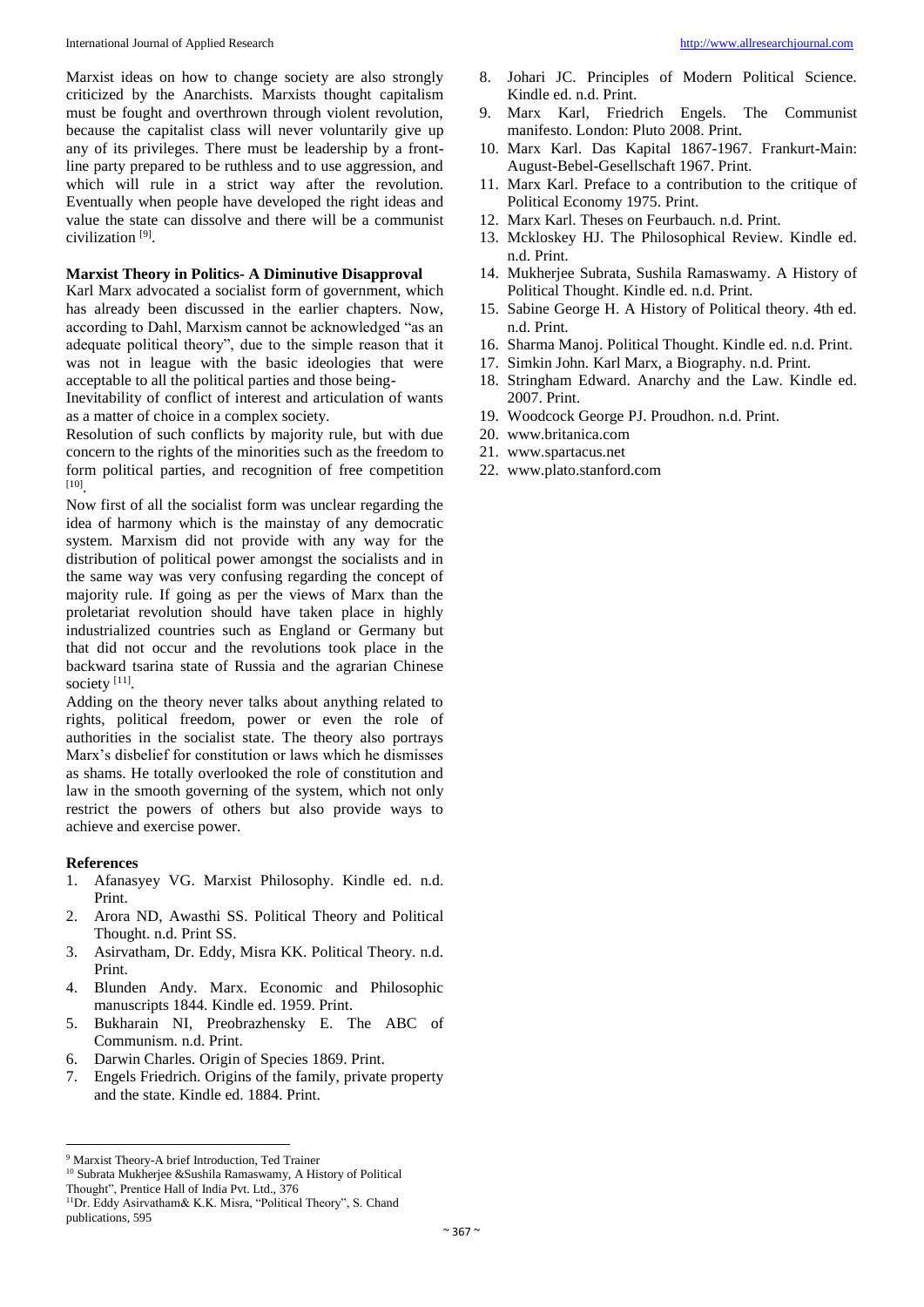Marxist ideas on how to change society are also strongly criticized by the Anarchists. Marxists thought capitalism must be fought and overthrown through violent revolution, because the capitalist class will never voluntarily give up any of its privileges. There must be leadership by a front-line party prepared to be ruthless and to use aggression, and which will rule in a strict way after the revolution. Eventually when people have developed the right ideas and value the state can dissolve and there will be a communist civilization [9].

**Marxist Theory in Politics- A Diminutive Disapproval**

Karl Marx advocated a socialist form of government, which has already been discussed in the earlier chapters. Now, according to Dahl, Marxism cannot be acknowledged "as an adequate political theory", due to the simple reason that it was not in league with the basic ideologies that were acceptable to all the political parties and those being-

Inevitability of conflict of interest and articulation of wants as a matter of choice in a complex society.

Resolution of such conflicts by majority rule, but with due concern to the rights of the minorities such as the freedom to form political parties, and recognition of free competition [10].

Now first of all the socialist form was unclear regarding the idea of harmony which is the mainstay of any democratic system. Marxism did not provide with any way for the distribution of political power amongst the socialists and in the same way was very confusing regarding the concept of majority rule. If going as per the views of Marx than the proletariat revolution should have taken place in highly industrialized countries such as England or Germany but that did not occur and the revolutions took place in the backward tsarina state of Russia and the agrarian Chinese society [11].

Adding on the theory never talks about anything related to rights, political freedom, power or even the role of authorities in the socialist state. The theory also portrays Marx's disbelief for constitution or laws which he dismisses as shams. He totally overlooked the role of constitution and law in the smooth governing of the system, which not only restrict the powers of others but also provide ways to achieve and exercise power.

**References**

1. Afanasyey VG. Marxist Philosophy. Kindle ed. n.d. Print.
2. Arora ND, Awasthi SS. Political Theory and Political Thought. n.d. Print SS.
3. Asirvatham, Dr. Eddy, Misra KK. Political Theory. n.d. Print.
4. Blunden Andy. Marx. Economic and Philosophic manuscripts 1844. Kindle ed. 1959. Print.
5. Bukharain NI, Preobrazhensky E. The ABC of Communism. n.d. Print.
6. Darwin Charles. Origin of Species 1869. Print.
7. Engels Friedrich. Origins of the family, private property and the state. Kindle ed. 1884. Print.
8. Johari JC. Principles of Modern Political Science. Kindle ed. n.d. Print.
9. Marx Karl, Friedrich Engels. The Communist manifesto. London: Pluto 2008. Print.
10. Marx Karl. Das Kapital 1867-1967. Frankurt-Main: August-Bebel-Gesellschaft 1967. Print.
11. Marx Karl. Preface to a contribution to the critique of Political Economy 1975. Print.
12. Marx Karl. Theses on Feurbauch. n.d. Print.
13. Mckloskey HJ. The Philosophical Review. Kindle ed. n.d. Print.
14. Mukherjee Subrata, Sushila Ramaswamy. A History of Political Thought. Kindle ed. n.d. Print.
15. Sabine George H. A History of Political theory. 4th ed. n.d. Print.
16. Sharma Manoj. Political Thought. Kindle ed. n.d. Print.
17. Simkin John. Karl Marx, a Biography. n.d. Print.
18. Stringham Edward. Anarchy and the Law. Kindle ed. 2007. Print.
19. Woodcock George PJ. Proudhon. n.d. Print.
20. www.britanica.com
21. www.spartacus.net
22. www.plato.stanford.com

---

[9] Marxist Theory-A brief Introduction, Ted Trainer

[10] Subrata Mukherjee &Sushila Ramaswamy, A History of Political Thought", Prentice Hall of India Pvt. Ltd., 376

[11] Dr. Eddy Asirvatham& K.K. Misra, "Political Theory", S. Chand publications, 595